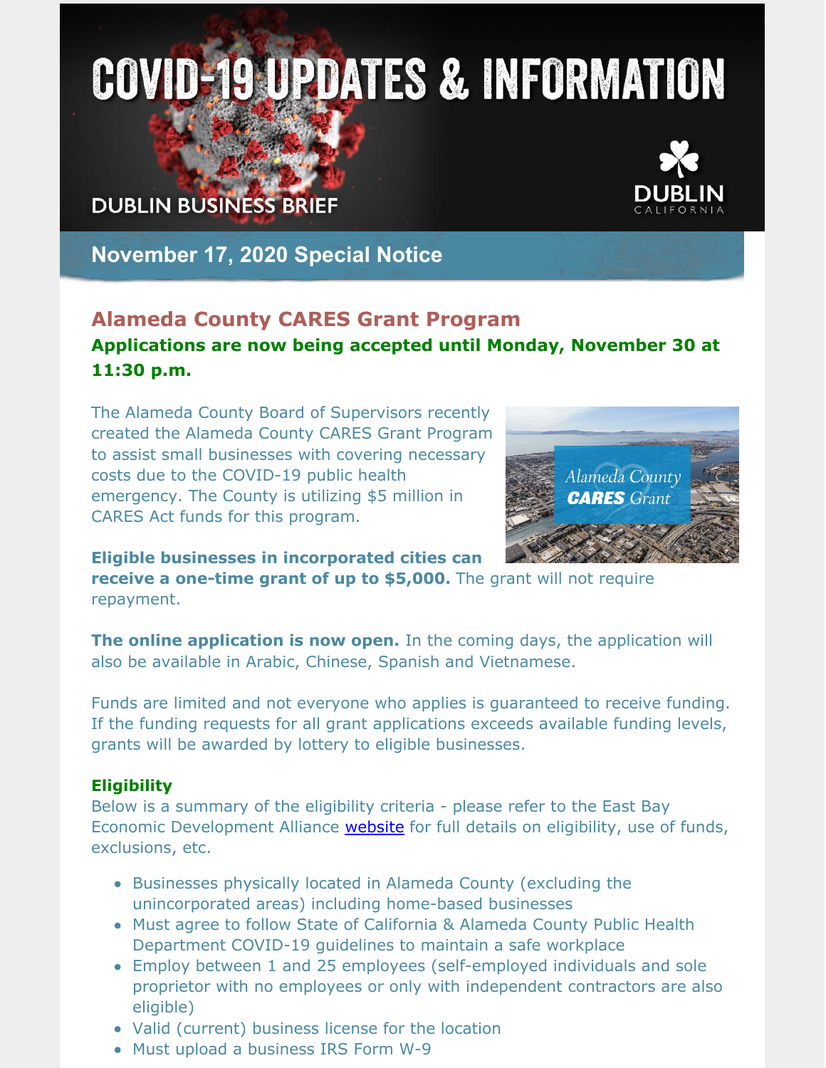# COVID-19 UPDATES & INFORMATION

DUBLIN BUSINESS BRIEF

DUBLIN CALIFORNIA

## November 17, 2020 Special Notice

## Alameda County CARES Grant Program

### Applications are now being accepted until Monday, November 30 at 11:30 p.m.

The Alameda County Board of Supervisors recently created the Alameda County CARES Grant Program to assist small businesses with covering necessary costs due to the COVID-19 public health emergency. The County is utilizing $5 million in CARES Act funds for this program.

**Eligible businesses in incorporated cities can receive a one-time grant of up to $5,000.** The grant will not require repayment.

**The online application is now open.** In the coming days, the application will also be available in Arabic, Chinese, Spanish and Vietnamese.

Funds are limited and not everyone who applies is guaranteed to receive funding. If the funding requests for all grant applications exceeds available funding levels, grants will be awarded by lottery to eligible businesses.

### Eligibility

Below is a summary of the eligibility criteria - please refer to the East Bay Economic Development Alliance website for full details on eligibility, use of funds, exclusions, etc.

- Businesses physically located in Alameda County (excluding the unincorporated areas) including home-based businesses
- Must agree to follow State of California & Alameda County Public Health Department COVID-19 guidelines to maintain a safe workplace
- Employ between 1 and 25 employees (self-employed individuals and sole proprietor with no employees or only with independent contractors are also eligible)
- Valid (current) business license for the location
- Must upload a business IRS Form W-9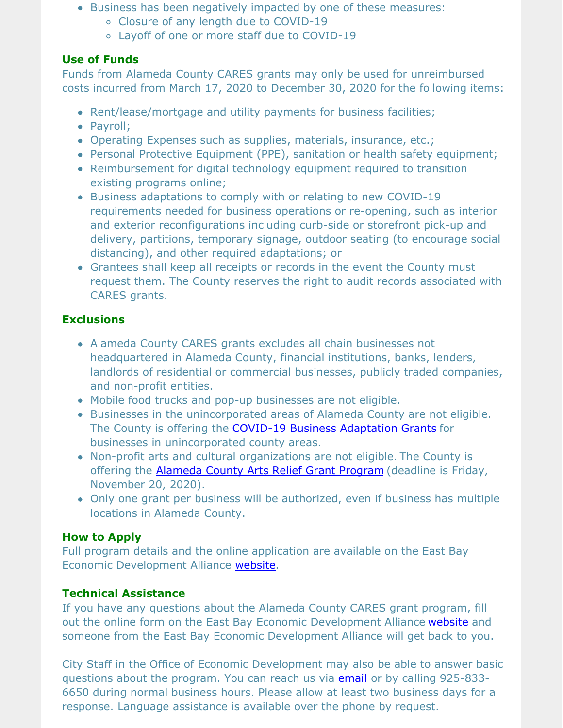- Business has been negatively impacted by one of these measures:
  - Closure of any length due to COVID-19
  - Layoff of one or more staff due to COVID-19

### Use of Funds

Funds from Alameda County CARES grants may only be used for unreimbursed costs incurred from March 17, 2020 to December 30, 2020 for the following items:

- Rent/lease/mortgage and utility payments for business facilities;
- Payroll;
- Operating Expenses such as supplies, materials, insurance, etc.;
- Personal Protective Equipment (PPE), sanitation or health safety equipment;
- Reimbursement for digital technology equipment required to transition existing programs online;
- Business adaptations to comply with or relating to new COVID-19 requirements needed for business operations or re-opening, such as interior and exterior reconfigurations including curb-side or storefront pick-up and delivery, partitions, temporary signage, outdoor seating (to encourage social distancing), and other required adaptations; or
- Grantees shall keep all receipts or records in the event the County must request them. The County reserves the right to audit records associated with CARES grants.

### Exclusions

- Alameda County CARES grants excludes all chain businesses not headquartered in Alameda County, financial institutions, banks, lenders, landlords of residential or commercial businesses, publicly traded companies, and non-profit entities.
- Mobile food trucks and pop-up businesses are not eligible.
- Businesses in the unincorporated areas of Alameda County are not eligible. The County is offering the COVID-19 Business Adaptation Grants for businesses in unincorporated county areas.
- Non-profit arts and cultural organizations are not eligible. The County is offering the Alameda County Arts Relief Grant Program (deadline is Friday, November 20, 2020).
- Only one grant per business will be authorized, even if business has multiple locations in Alameda County.

### How to Apply

Full program details and the online application are available on the East Bay Economic Development Alliance website.

### Technical Assistance

If you have any questions about the Alameda County CARES grant program, fill out the online form on the East Bay Economic Development Alliance website and someone from the East Bay Economic Development Alliance will get back to you.

City Staff in the Office of Economic Development may also be able to answer basic questions about the program. You can reach us via email or by calling 925-833-6650 during normal business hours. Please allow at least two business days for a response. Language assistance is available over the phone by request.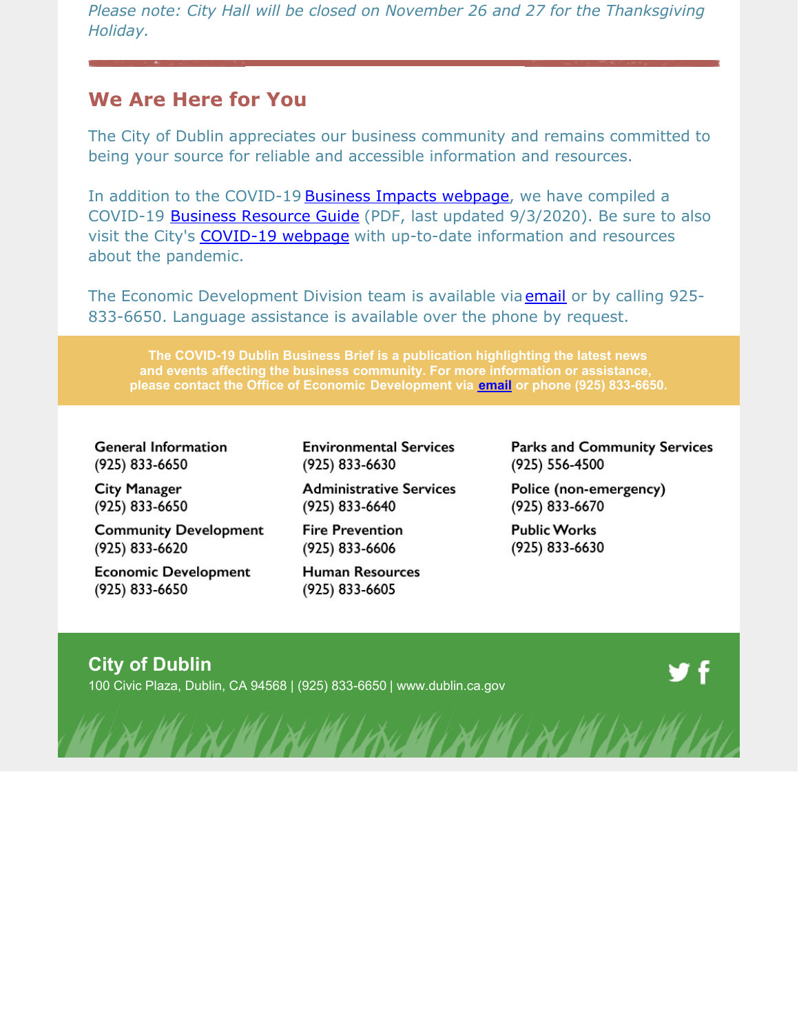*Please note: City Hall will be closed on November 26 and 27 for the Thanksgiving Holiday.*

## We Are Here for You

The City of Dublin appreciates our business community and remains committed to being your source for reliable and accessible information and resources.

In addition to the COVID-19 Business Impacts webpage, we have compiled a COVID-19 Business Resource Guide (PDF, last updated 9/3/2020). Be sure to also visit the City's COVID-19 webpage with up-to-date information and resources about the pandemic.

The Economic Development Division team is available via email or by calling 925-833-6650. Language assistance is available over the phone by request.

**The COVID-19 Dublin Business Brief is a publication highlighting the latest news and events affecting the business community. For more information or assistance, please contact the Office of Economic Development via email or phone (925) 833-6650.**

**General Information**
(925) 833-6650

**City Manager**
(925) 833-6650

**Community Development**
(925) 833-6620

**Economic Development**
(925) 833-6650

**Environmental Services**
(925) 833-6630

**Administrative Services**
(925) 833-6640

**Fire Prevention**
(925) 833-6606

**Human Resources**
(925) 833-6605

**Parks and Community Services**
(925) 556-4500

**Police (non-emergency)**
(925) 833-6670

**Public Works**
(925) 833-6630

**City of Dublin**
100 Civic Plaza, Dublin, CA 94568 | (925) 833-6650 | www.dublin.ca.gov